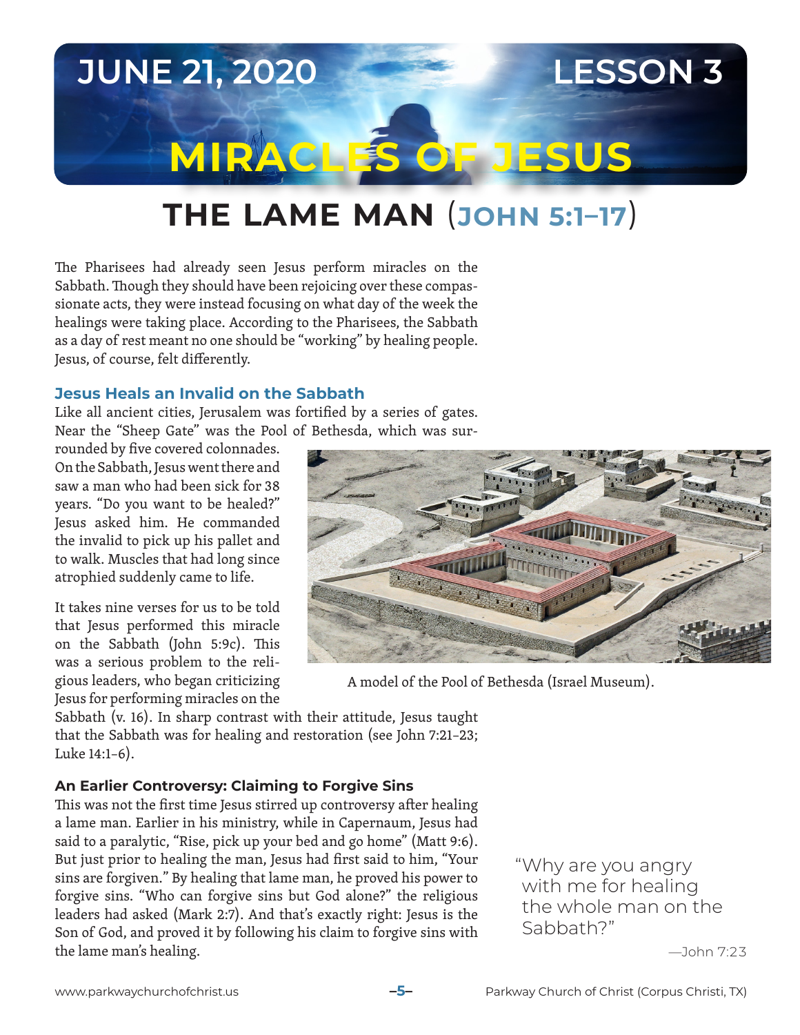JUNE 21, 2020 LESSON 3

# MIRACLES OF JESUS

## THE LAME MAN (JOHN 5:1–17)

The Pharisees had already seen Jesus perform miracles on the Sabbath. Though they should have been rejoicing over these compassionate acts, they were instead focusing on what day of the week the healings were taking place. According to the Pharisees, the Sabbath as a day of rest meant no one should be "working" by healing people. Jesus, of course, felt differently.

### Jesus Heals an Invalid on the Sabbath

Like all ancient cities, Jerusalem was fortified by a series of gates. Near the "Sheep Gate" was the Pool of Bethesda, which was surrounded by five covered colonnades. On the Sabbath, Jesus went there and saw a man who had been sick for 38 years. "Do you want to be healed?" Jesus asked him. He commanded the invalid to pick up his pallet and to walk. Muscles that had long since atrophied suddenly came to life.

A model of the Pool of Bethesda (Israel Museum).

It takes nine verses for us to be told that Jesus performed this miracle on the Sabbath (John 5:9c). This was a serious problem to the religious leaders, who began criticizing Jesus for performing miracles on the Sabbath (v. 16). In sharp contrast with their attitude, Jesus taught that the Sabbath was for healing and restoration (see John 7:21–23; Luke 14:1–6).

### An Earlier Controversy: Claiming to Forgive Sins

This was not the first time Jesus stirred up controversy after healing a lame man. Earlier in his ministry, while in Capernaum, Jesus had said to a paralytic, "Rise, pick up your bed and go home" (Matt 9:6). But just prior to healing the man, Jesus had first said to him, "Your sins are forgiven." By healing that lame man, he proved his power to forgive sins. "Who can forgive sins but God alone?" the religious leaders had asked (Mark 2:7). And that's exactly right: Jesus is the Son of God, and proved it by following his claim to forgive sins with the lame man's healing.

> "Why are you angry with me for healing the whole man on the Sabbath?"
>
> —John 7:23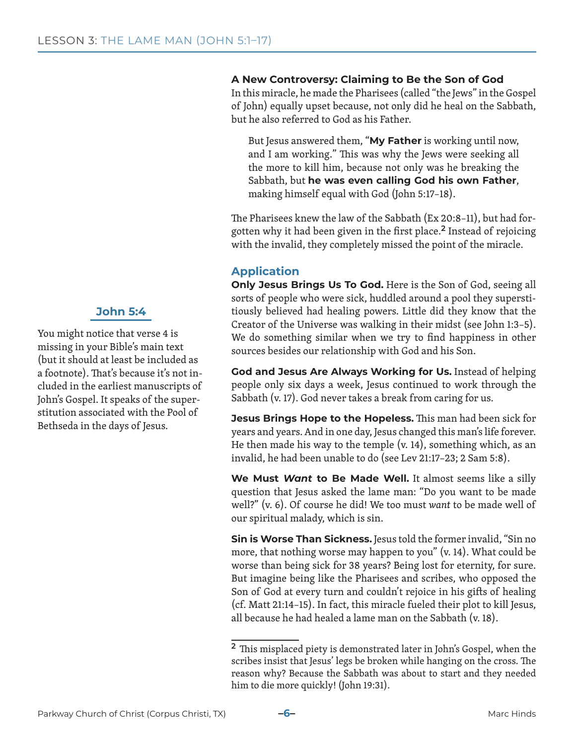### A New Controversy: Claiming to Be the Son of God

In this miracle, he made the Pharisees (called "the Jews" in the Gospel of John) equally upset because, not only did he heal on the Sabbath, but he also referred to God as his Father.

> But Jesus answered them, "**My Father** is working until now, and I am working." This was why the Jews were seeking all the more to kill him, because not only was he breaking the Sabbath, but **he was even calling God his own Father**, making himself equal with God (John 5:17–18).

The Pharisees knew the law of the Sabbath (Ex 20:8–11), but had forgotten why it had been given in the first place.[2] Instead of rejoicing with the invalid, they completely missed the point of the miracle.

## Application

**Only Jesus Brings Us To God.** Here is the Son of God, seeing all sorts of people who were sick, huddled around a pool they superstitiously believed had healing powers. Little did they know that the Creator of the Universe was walking in their midst (see John 1:3–5). We do something similar when we try to find happiness in other sources besides our relationship with God and his Son.

**God and Jesus Are Always Working for Us.** Instead of helping people only six days a week, Jesus continued to work through the Sabbath (v. 17). God never takes a break from caring for us.

**Jesus Brings Hope to the Hopeless.** This man had been sick for years and years. And in one day, Jesus changed this man's life forever. He then made his way to the temple (v. 14), something which, as an invalid, he had been unable to do (see Lev 21:17–23; 2 Sam 5:8).

**We Must *Want* to Be Made Well.** It almost seems like a silly question that Jesus asked the lame man: "Do you want to be made well?" (v. 6). Of course he did! We too must *want* to be made well of our spiritual malady, which is sin.

**Sin is Worse Than Sickness.** Jesus told the former invalid, "Sin no more, that nothing worse may happen to you" (v. 14). What could be worse than being sick for 38 years? Being lost for eternity, for sure. But imagine being like the Pharisees and scribes, who opposed the Son of God at every turn and couldn't rejoice in his gifts of healing (cf. Matt 21:14–15). In fact, this miracle fueled their plot to kill Jesus, all because he had healed a lame man on the Sabbath (v. 18).

### John 5:4

You might notice that verse 4 is missing in your Bible's main text (but it should at least be included as a footnote). That's because it's not included in the earliest manuscripts of John's Gospel. It speaks of the superstition associated with the Pool of Bethseda in the days of Jesus.

---

[2] This misplaced piety is demonstrated later in John's Gospel, when the scribes insist that Jesus' legs be broken while hanging on the cross. The reason why? Because the Sabbath was about to start and they needed him to die more quickly! (John 19:31).